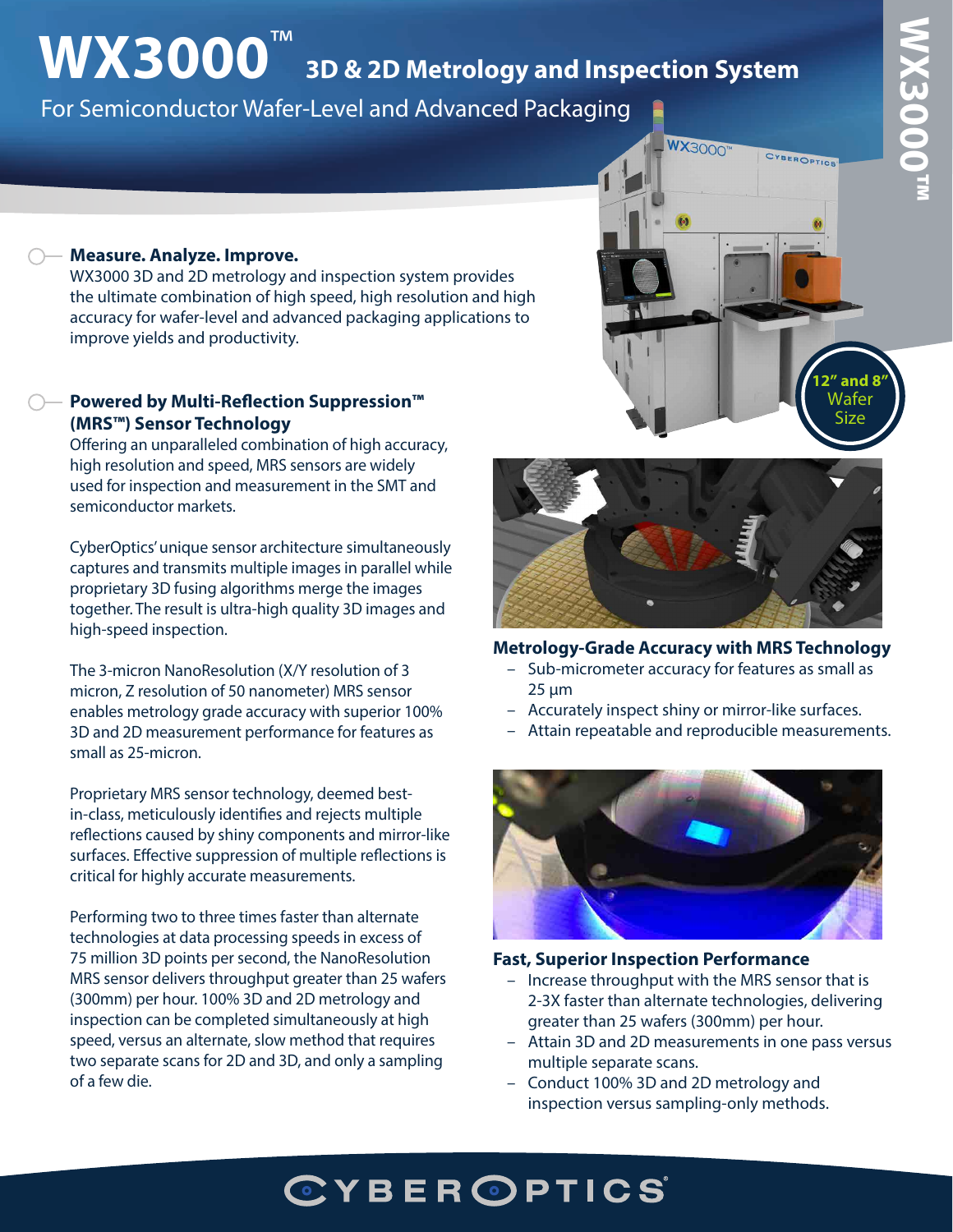# WX3000™ 3D & 2D Metrology and Inspection System

For Semiconductor Wafer-Level and Advanced Packaging

12" and 8" Wafer Size

## Measure. Analyze. Improve.

WX3000 3D and 2D metrology and inspection system provides the ultimate combination of high speed, high resolution and high accuracy for wafer-level and advanced packaging applications to improve yields and productivity.

## Powered by Multi-Reflection Suppression™ (MRS™) Sensor Technology

Offering an unparalleled combination of high accuracy, high resolution and speed, MRS sensors are widely used for inspection and measurement in the SMT and semiconductor markets.

CyberOptics' unique sensor architecture simultaneously captures and transmits multiple images in parallel while proprietary 3D fusing algorithms merge the images together. The result is ultra-high quality 3D images and high-speed inspection.

The 3-micron NanoResolution (X/Y resolution of 3 micron, Z resolution of 50 nanometer) MRS sensor enables metrology grade accuracy with superior 100% 3D and 2D measurement performance for features as small as 25-micron.

Proprietary MRS sensor technology, deemed best-in-class, meticulously identifies and rejects multiple reflections caused by shiny components and mirror-like surfaces. Effective suppression of multiple reflections is critical for highly accurate measurements.

Performing two to three times faster than alternate technologies at data processing speeds in excess of 75 million 3D points per second, the NanoResolution MRS sensor delivers throughput greater than 25 wafers (300mm) per hour. 100% 3D and 2D metrology and inspection can be completed simultaneously at high speed, versus an alternate, slow method that requires two separate scans for 2D and 3D, and only a sampling of a few die.

### Metrology-Grade Accuracy with MRS Technology

- Sub-micrometer accuracy for features as small as 25 µm
- Accurately inspect shiny or mirror-like surfaces.
- Attain repeatable and reproducible measurements.

### Fast, Superior Inspection Performance

- Increase throughput with the MRS sensor that is 2-3X faster than alternate technologies, delivering greater than 25 wafers (300mm) per hour.
- Attain 3D and 2D measurements in one pass versus multiple separate scans.
- Conduct 100% 3D and 2D metrology and inspection versus sampling-only methods.

CYBEROPTICS®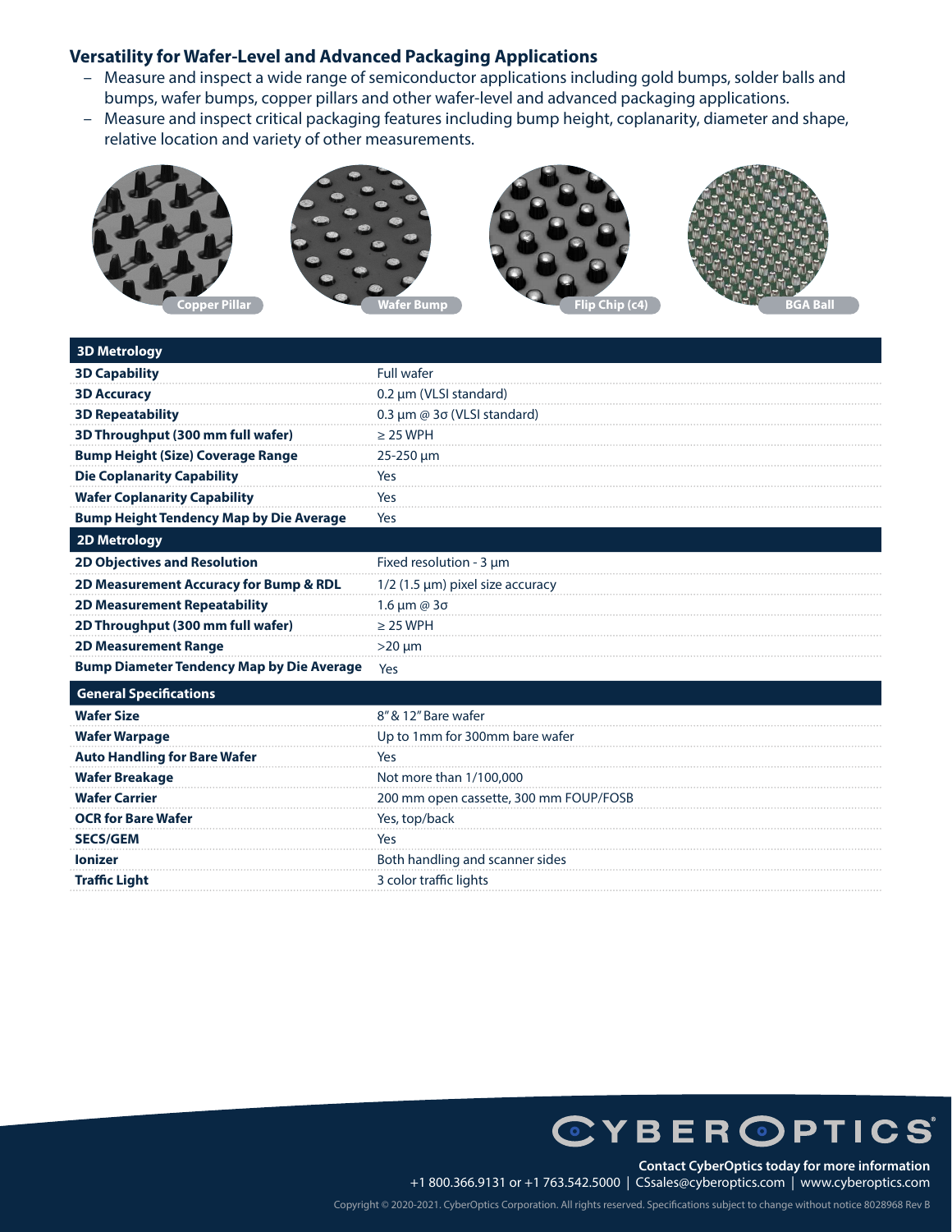## Versatility for Wafer-Level and Advanced Packaging Applications

- Measure and inspect a wide range of semiconductor applications including gold bumps, solder balls and bumps, wafer bumps, copper pillars and other wafer-level and advanced packaging applications.
- Measure and inspect critical packaging features including bump height, coplanarity, diameter and shape, relative location and variety of other measurements.

Copper Pillar

Wafer Bump

Flip Chip (c4)

BGA Ball

| **3D Metrology** | |
|---|---|
| **3D Capability** | Full wafer |
| **3D Accuracy** | 0.2 µm (VLSI standard) |
| **3D Repeatability** | 0.3 µm @ 3σ (VLSI standard) |
| **3D Throughput (300 mm full wafer)** | ≥ 25 WPH |
| **Bump Height (Size) Coverage Range** | 25-250 µm |
| **Die Coplanarity Capability** | Yes |
| **Wafer Coplanarity Capability** | Yes |
| **Bump Height Tendency Map by Die Average** | Yes |
| **2D Metrology** | |
| **2D Objectives and Resolution** | Fixed resolution - 3 µm |
| **2D Measurement Accuracy for Bump & RDL** | 1/2 (1.5 µm) pixel size accuracy |
| **2D Measurement Repeatability** | 1.6 µm @ 3σ |
| **2D Throughput (300 mm full wafer)** | ≥ 25 WPH |
| **2D Measurement Range** | >20 µm |
| **Bump Diameter Tendency Map by Die Average** | Yes |
| **General Specifications** | |
| **Wafer Size** | 8" & 12" Bare wafer |
| **Wafer Warpage** | Up to 1mm for 300mm bare wafer |
| **Auto Handling for Bare Wafer** | Yes |
| **Wafer Breakage** | Not more than 1/100,000 |
| **Wafer Carrier** | 200 mm open cassette, 300 mm FOUP/FOSB |
| **OCR for Bare Wafer** | Yes, top/back |
| **SECS/GEM** | Yes |
| **Ionizer** | Both handling and scanner sides |
| **Traffic Light** | 3 color traffic lights |

CYBEROPTICS®

**Contact CyberOptics today for more information**

+1 800.366.9131 or +1 763.542.5000 | CSsales@cyberoptics.com | www.cyberoptics.com

Copyright © 2020-2021. CyberOptics Corporation. All rights reserved. Specifications subject to change without notice 8028968 Rev B